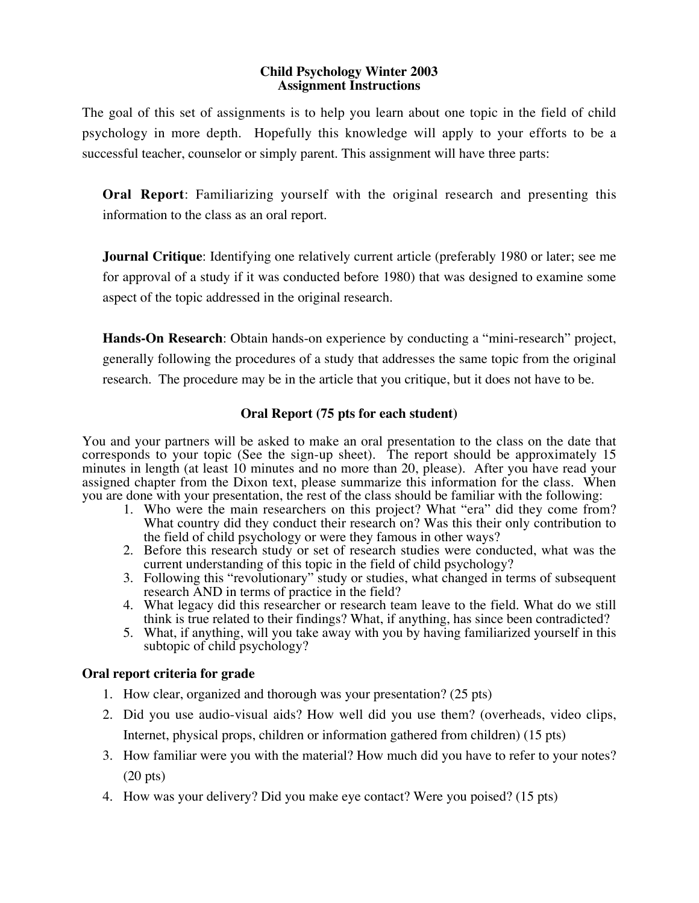# Child Psychology Winter 2003
## Assignment Instructions

The goal of this set of assignments is to help you learn about one topic in the field of child psychology in more depth. Hopefully this knowledge will apply to your efforts to be a successful teacher, counselor or simply parent. This assignment will have three parts:

**Oral Report**: Familiarizing yourself with the original research and presenting this information to the class as an oral report.

**Journal Critique**: Identifying one relatively current article (preferably 1980 or later; see me for approval of a study if it was conducted before 1980) that was designed to examine some aspect of the topic addressed in the original research.

**Hands-On Research**: Obtain hands-on experience by conducting a "mini-research" project, generally following the procedures of a study that addresses the same topic from the original research. The procedure may be in the article that you critique, but it does not have to be.

## Oral Report (75 pts for each student)

You and your partners will be asked to make an oral presentation to the class on the date that corresponds to your topic (See the sign-up sheet). The report should be approximately 15 minutes in length (at least 10 minutes and no more than 20, please). After you have read your assigned chapter from the Dixon text, please summarize this information for the class. When you are done with your presentation, the rest of the class should be familiar with the following:

1. Who were the main researchers on this project? What "era" did they come from? What country did they conduct their research on? Was this their only contribution to the field of child psychology or were they famous in other ways?
2. Before this research study or set of research studies were conducted, what was the current understanding of this topic in the field of child psychology?
3. Following this "revolutionary" study or studies, what changed in terms of subsequent research AND in terms of practice in the field?
4. What legacy did this researcher or research team leave to the field. What do we still think is true related to their findings? What, if anything, has since been contradicted?
5. What, if anything, will you take away with you by having familiarized yourself in this subtopic of child psychology?

### Oral report criteria for grade

1. How clear, organized and thorough was your presentation? (25 pts)
2. Did you use audio-visual aids? How well did you use them? (overheads, video clips, Internet, physical props, children or information gathered from children) (15 pts)
3. How familiar were you with the material? How much did you have to refer to your notes? (20 pts)
4. How was your delivery? Did you make eye contact? Were you poised? (15 pts)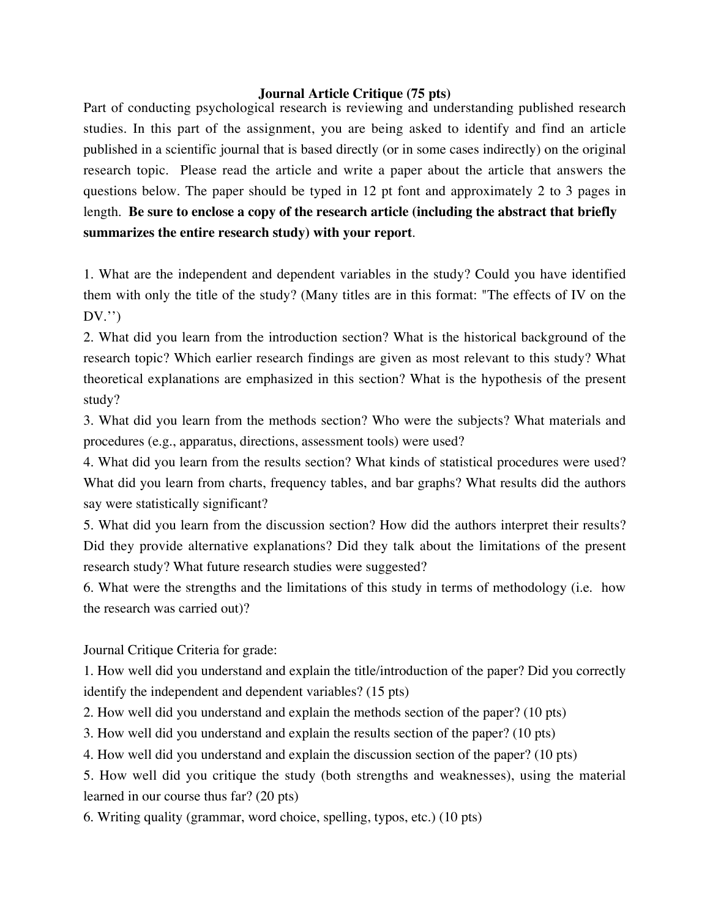# Journal Article Critique (75 pts)

Part of conducting psychological research is reviewing and understanding published research studies. In this part of the assignment, you are being asked to identify and find an article published in a scientific journal that is based directly (or in some cases indirectly) on the original research topic. Please read the article and write a paper about the article that answers the questions below. The paper should be typed in 12 pt font and approximately 2 to 3 pages in length. **Be sure to enclose a copy of the research article (including the abstract that briefly summarizes the entire research study) with your report**.

1. What are the independent and dependent variables in the study? Could you have identified them with only the title of the study? (Many titles are in this format: "The effects of IV on the DV.'')
2. What did you learn from the introduction section? What is the historical background of the research topic? Which earlier research findings are given as most relevant to this study? What theoretical explanations are emphasized in this section? What is the hypothesis of the present study?
3. What did you learn from the methods section? Who were the subjects? What materials and procedures (e.g., apparatus, directions, assessment tools) were used?
4. What did you learn from the results section? What kinds of statistical procedures were used? What did you learn from charts, frequency tables, and bar graphs? What results did the authors say were statistically significant?
5. What did you learn from the discussion section? How did the authors interpret their results? Did they provide alternative explanations? Did they talk about the limitations of the present research study? What future research studies were suggested?
6. What were the strengths and the limitations of this study in terms of methodology (i.e. how the research was carried out)?

Journal Critique Criteria for grade:

1. How well did you understand and explain the title/introduction of the paper? Did you correctly identify the independent and dependent variables? (15 pts)
2. How well did you understand and explain the methods section of the paper? (10 pts)
3. How well did you understand and explain the results section of the paper? (10 pts)
4. How well did you understand and explain the discussion section of the paper? (10 pts)
5. How well did you critique the study (both strengths and weaknesses), using the material learned in our course thus far? (20 pts)
6. Writing quality (grammar, word choice, spelling, typos, etc.) (10 pts)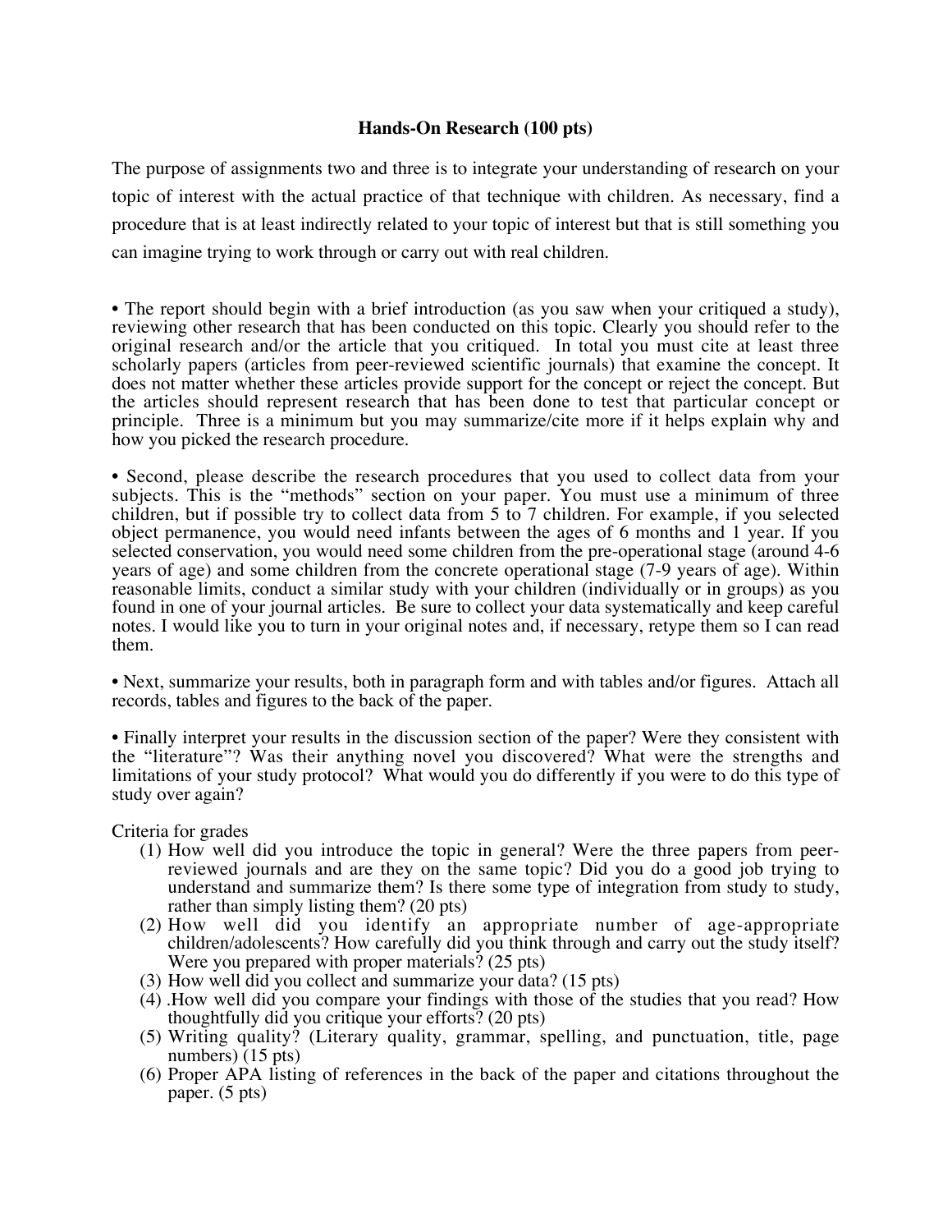## Hands-On Research (100 pts)

The purpose of assignments two and three is to integrate your understanding of research on your topic of interest with the actual practice of that technique with children. As necessary, find a procedure that is at least indirectly related to your topic of interest but that is still something you can imagine trying to work through or carry out with real children.

• The report should begin with a brief introduction (as you saw when your critiqued a study), reviewing other research that has been conducted on this topic. Clearly you should refer to the original research and/or the article that you critiqued. In total you must cite at least three scholarly papers (articles from peer-reviewed scientific journals) that examine the concept. It does not matter whether these articles provide support for the concept or reject the concept. But the articles should represent research that has been done to test that particular concept or principle. Three is a minimum but you may summarize/cite more if it helps explain why and how you picked the research procedure.

• Second, please describe the research procedures that you used to collect data from your subjects. This is the "methods" section on your paper. You must use a minimum of three children, but if possible try to collect data from 5 to 7 children. For example, if you selected object permanence, you would need infants between the ages of 6 months and 1 year. If you selected conservation, you would need some children from the pre-operational stage (around 4-6 years of age) and some children from the concrete operational stage (7-9 years of age). Within reasonable limits, conduct a similar study with your children (individually or in groups) as you found in one of your journal articles. Be sure to collect your data systematically and keep careful notes. I would like you to turn in your original notes and, if necessary, retype them so I can read them.

• Next, summarize your results, both in paragraph form and with tables and/or figures. Attach all records, tables and figures to the back of the paper.

• Finally interpret your results in the discussion section of the paper? Were they consistent with the "literature"? Was their anything novel you discovered? What were the strengths and limitations of your study protocol? What would you do differently if you were to do this type of study over again?

Criteria for grades

(1) How well did you introduce the topic in general? Were the three papers from peer-reviewed journals and are they on the same topic? Did you do a good job trying to understand and summarize them? Is there some type of integration from study to study, rather than simply listing them? (20 pts)
(2) How well did you identify an appropriate number of age-appropriate children/adolescents? How carefully did you think through and carry out the study itself? Were you prepared with proper materials? (25 pts)
(3) How well did you collect and summarize your data? (15 pts)
(4) .How well did you compare your findings with those of the studies that you read? How thoughtfully did you critique your efforts? (20 pts)
(5) Writing quality? (Literary quality, grammar, spelling, and punctuation, title, page numbers) (15 pts)
(6) Proper APA listing of references in the back of the paper and citations throughout the paper. (5 pts)